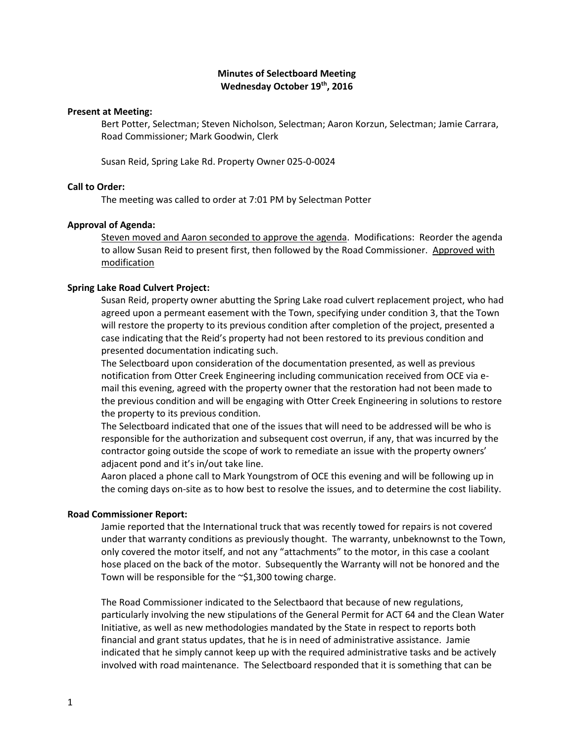**Minutes of Selectboard Meeting**
**Wednesday October 19th, 2016**

**Present at Meeting:**

Bert Potter, Selectman; Steven Nicholson, Selectman; Aaron Korzun, Selectman; Jamie Carrara, Road Commissioner; Mark Goodwin, Clerk

Susan Reid, Spring Lake Rd. Property Owner 025-0-0024

**Call to Order:**

The meeting was called to order at 7:01 PM by Selectman Potter

**Approval of Agenda:**

Steven moved and Aaron seconded to approve the agenda. Modifications: Reorder the agenda to allow Susan Reid to present first, then followed by the Road Commissioner. Approved with modification

**Spring Lake Road Culvert Project:**

Susan Reid, property owner abutting the Spring Lake road culvert replacement project, who had agreed upon a permeant easement with the Town, specifying under condition 3, that the Town will restore the property to its previous condition after completion of the project, presented a case indicating that the Reid's property had not been restored to its previous condition and presented documentation indicating such.

The Selectboard upon consideration of the documentation presented, as well as previous notification from Otter Creek Engineering including communication received from OCE via e-mail this evening, agreed with the property owner that the restoration had not been made to the previous condition and will be engaging with Otter Creek Engineering in solutions to restore the property to its previous condition.

The Selectboard indicated that one of the issues that will need to be addressed will be who is responsible for the authorization and subsequent cost overrun, if any, that was incurred by the contractor going outside the scope of work to remediate an issue with the property owners' adjacent pond and it's in/out take line.

Aaron placed a phone call to Mark Youngstrom of OCE this evening and will be following up in the coming days on-site as to how best to resolve the issues, and to determine the cost liability.

**Road Commissioner Report:**

Jamie reported that the International truck that was recently towed for repairs is not covered under that warranty conditions as previously thought. The warranty, unbeknownst to the Town, only covered the motor itself, and not any "attachments" to the motor, in this case a coolant hose placed on the back of the motor. Subsequently the Warranty will not be honored and the Town will be responsible for the ~$1,300 towing charge.

The Road Commissioner indicated to the Selectbaord that because of new regulations, particularly involving the new stipulations of the General Permit for ACT 64 and the Clean Water Initiative, as well as new methodologies mandated by the State in respect to reports both financial and grant status updates, that he is in need of administrative assistance. Jamie indicated that he simply cannot keep up with the required administrative tasks and be actively involved with road maintenance. The Selectboard responded that it is something that can be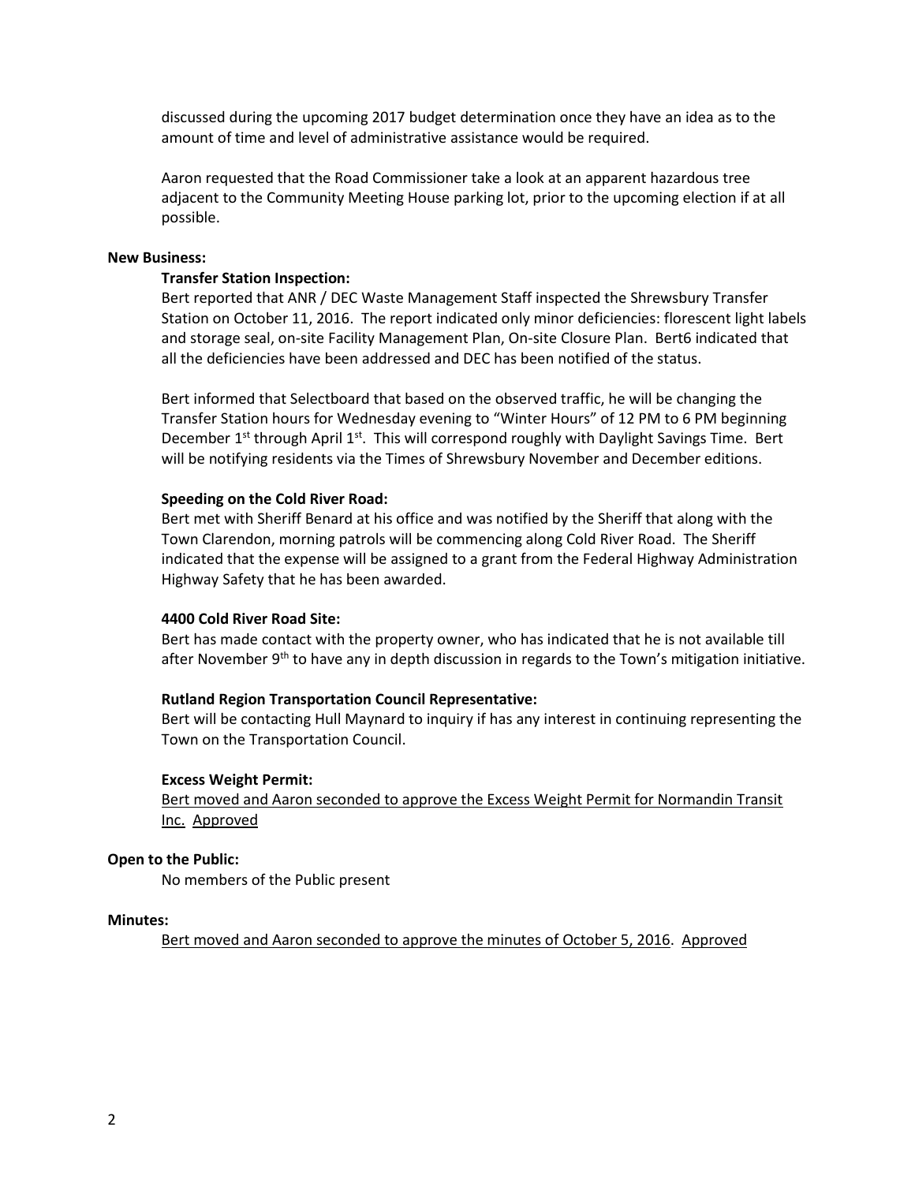discussed during the upcoming 2017 budget determination once they have an idea as to the amount of time and level of administrative assistance would be required.

Aaron requested that the Road Commissioner take a look at an apparent hazardous tree adjacent to the Community Meeting House parking lot, prior to the upcoming election if at all possible.

**New Business:**

**Transfer Station Inspection:**

Bert reported that ANR / DEC Waste Management Staff inspected the Shrewsbury Transfer Station on October 11, 2016. The report indicated only minor deficiencies: florescent light labels and storage seal, on-site Facility Management Plan, On-site Closure Plan. Bert6 indicated that all the deficiencies have been addressed and DEC has been notified of the status.

Bert informed that Selectboard that based on the observed traffic, he will be changing the Transfer Station hours for Wednesday evening to "Winter Hours" of 12 PM to 6 PM beginning December 1st through April 1st. This will correspond roughly with Daylight Savings Time. Bert will be notifying residents via the Times of Shrewsbury November and December editions.

**Speeding on the Cold River Road:**

Bert met with Sheriff Benard at his office and was notified by the Sheriff that along with the Town Clarendon, morning patrols will be commencing along Cold River Road. The Sheriff indicated that the expense will be assigned to a grant from the Federal Highway Administration Highway Safety that he has been awarded.

**4400 Cold River Road Site:**

Bert has made contact with the property owner, who has indicated that he is not available till after November 9th to have any in depth discussion in regards to the Town's mitigation initiative.

**Rutland Region Transportation Council Representative:**

Bert will be contacting Hull Maynard to inquiry if has any interest in continuing representing the Town on the Transportation Council.

**Excess Weight Permit:**

Bert moved and Aaron seconded to approve the Excess Weight Permit for Normandin Transit Inc. Approved

**Open to the Public:**

No members of the Public present

**Minutes:**

Bert moved and Aaron seconded to approve the minutes of October 5, 2016. Approved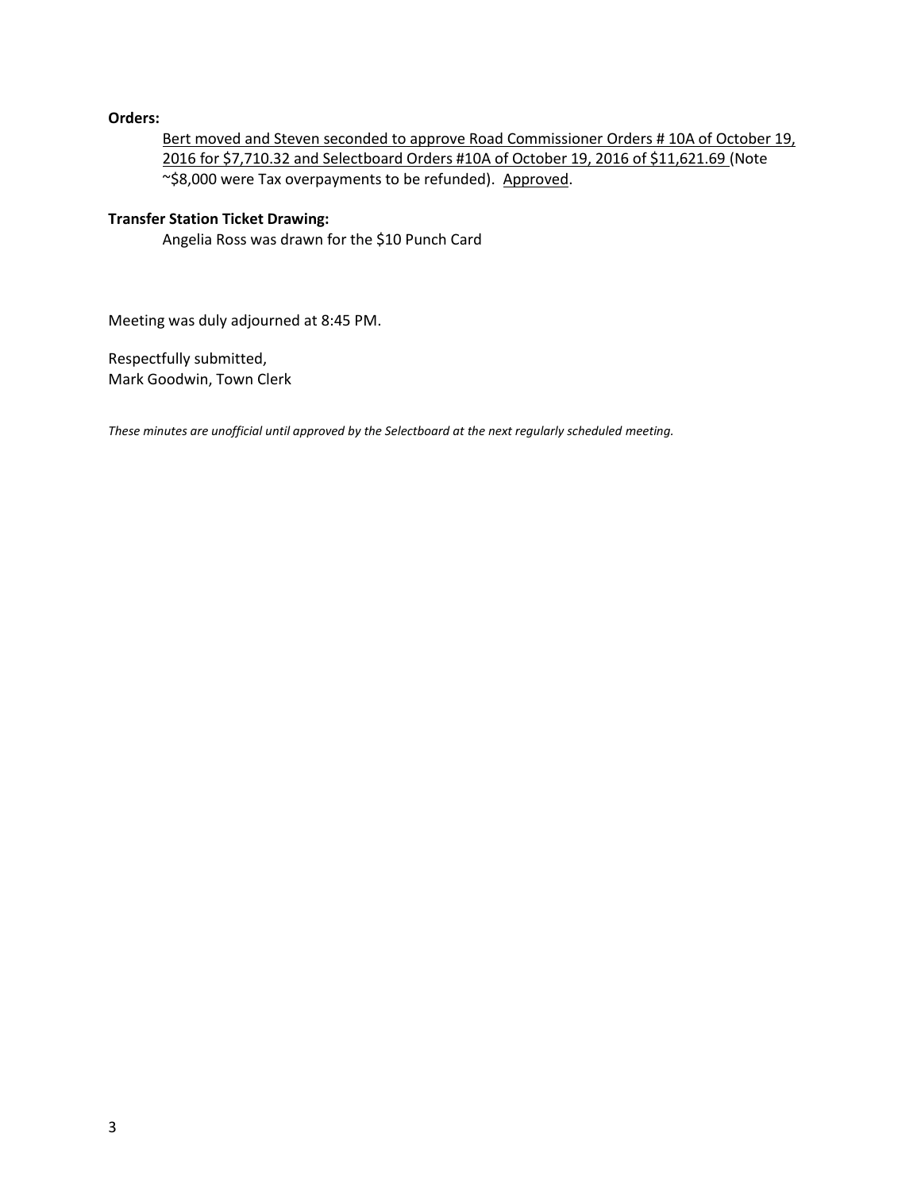**Orders:**

Bert moved and Steven seconded to approve Road Commissioner Orders # 10A of October 19, 2016 for $7,710.32 and Selectboard Orders #10A of October 19, 2016 of $11,621.69 (Note ~$8,000 were Tax overpayments to be refunded). Approved.

**Transfer Station Ticket Drawing:**

Angelia Ross was drawn for the $10 Punch Card

Meeting was duly adjourned at 8:45 PM.

Respectfully submitted,
Mark Goodwin, Town Clerk

*These minutes are unofficial until approved by the Selectboard at the next regularly scheduled meeting.*